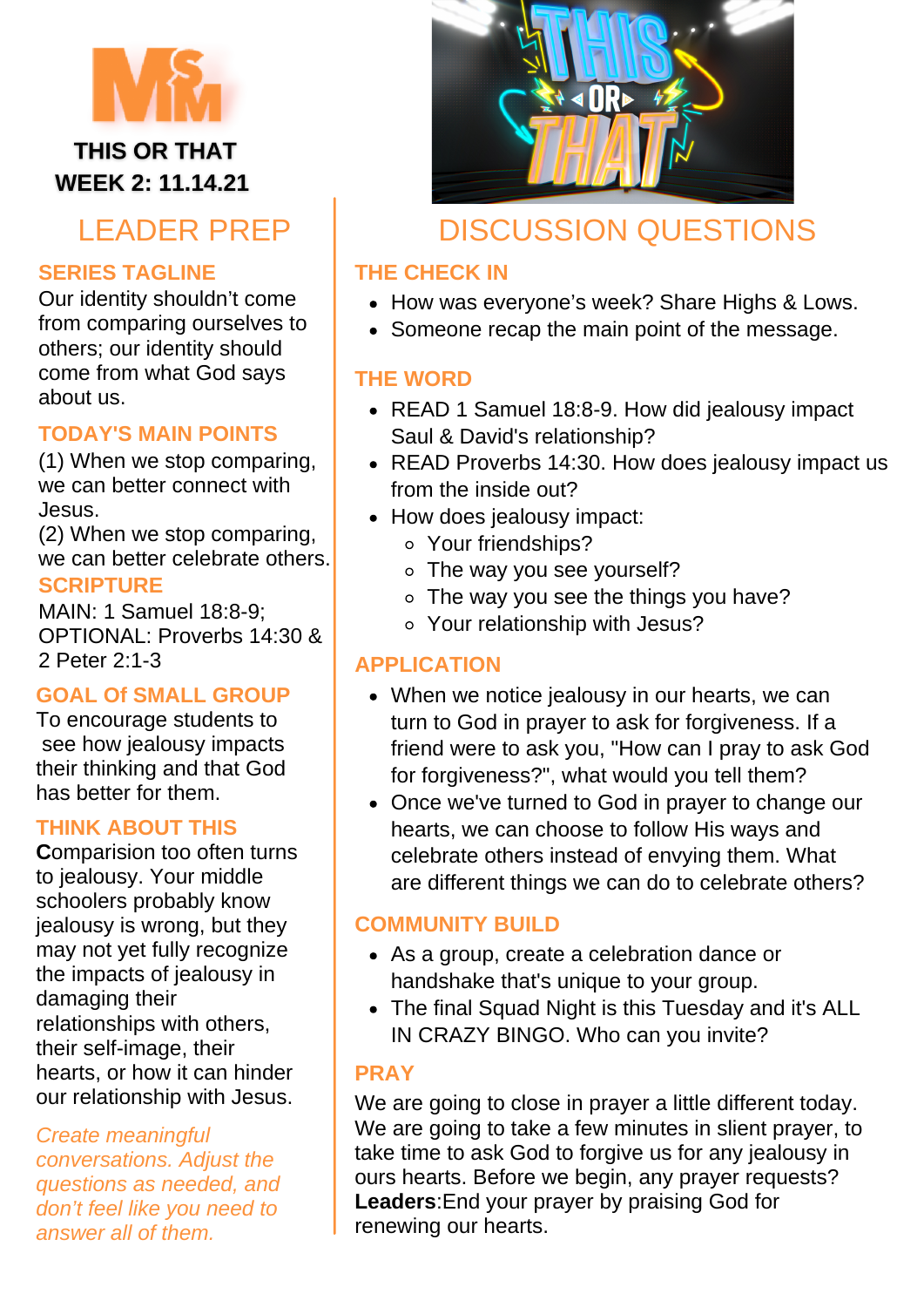THIS OR THAT
WEEK 2: 11.14.21

## LEADER PREP

### SERIES TAGLINE

Our identity shouldn't come from comparing ourselves to others; our identity should come from what God says about us.

### TODAY'S MAIN POINTS

(1) When we stop comparing, we can better connect with Jesus.
(2) When we stop comparing, we can better celebrate others.

### SCRIPTURE

MAIN: 1 Samuel 18:8-9; OPTIONAL: Proverbs 14:30 & 2 Peter 2:1-3

### GOAL Of SMALL GROUP

To encourage students to see how jealousy impacts their thinking and that God has better for them.

### THINK ABOUT THIS

**C**omparision too often turns to jealousy. Your middle schoolers probably know jealousy is wrong, but they may not yet fully recognize the impacts of jealousy in damaging their relationships with others, their self-image, their hearts, or how it can hinder our relationship with Jesus.

*Create meaningful conversations. Adjust the questions as needed, and don't feel like you need to answer all of them.*

## DISCUSSION QUESTIONS

### THE CHECK IN

- How was everyone's week? Share Highs & Lows.
- Someone recap the main point of the message.

### THE WORD

- READ 1 Samuel 18:8-9. How did jealousy impact Saul & David's relationship?
- READ Proverbs 14:30. How does jealousy impact us from the inside out?
- How does jealousy impact:
  - Your friendships?
  - The way you see yourself?
  - The way you see the things you have?
  - Your relationship with Jesus?

### APPLICATION

- When we notice jealousy in our hearts, we can turn to God in prayer to ask for forgiveness. If a friend were to ask you, "How can I pray to ask God for forgiveness?", what would you tell them?
- Once we've turned to God in prayer to change our hearts, we can choose to follow His ways and celebrate others instead of envying them. What are different things we can do to celebrate others?

### COMMUNITY BUILD

- As a group, create a celebration dance or handshake that's unique to your group.
- The final Squad Night is this Tuesday and it's ALL IN CRAZY BINGO. Who can you invite?

### PRAY

We are going to close in prayer a little different today. We are going to take a few minutes in slient prayer, to take time to ask God to forgive us for any jealousy in ours hearts. Before we begin, any prayer requests? **Leaders**:End your prayer by praising God for renewing our hearts.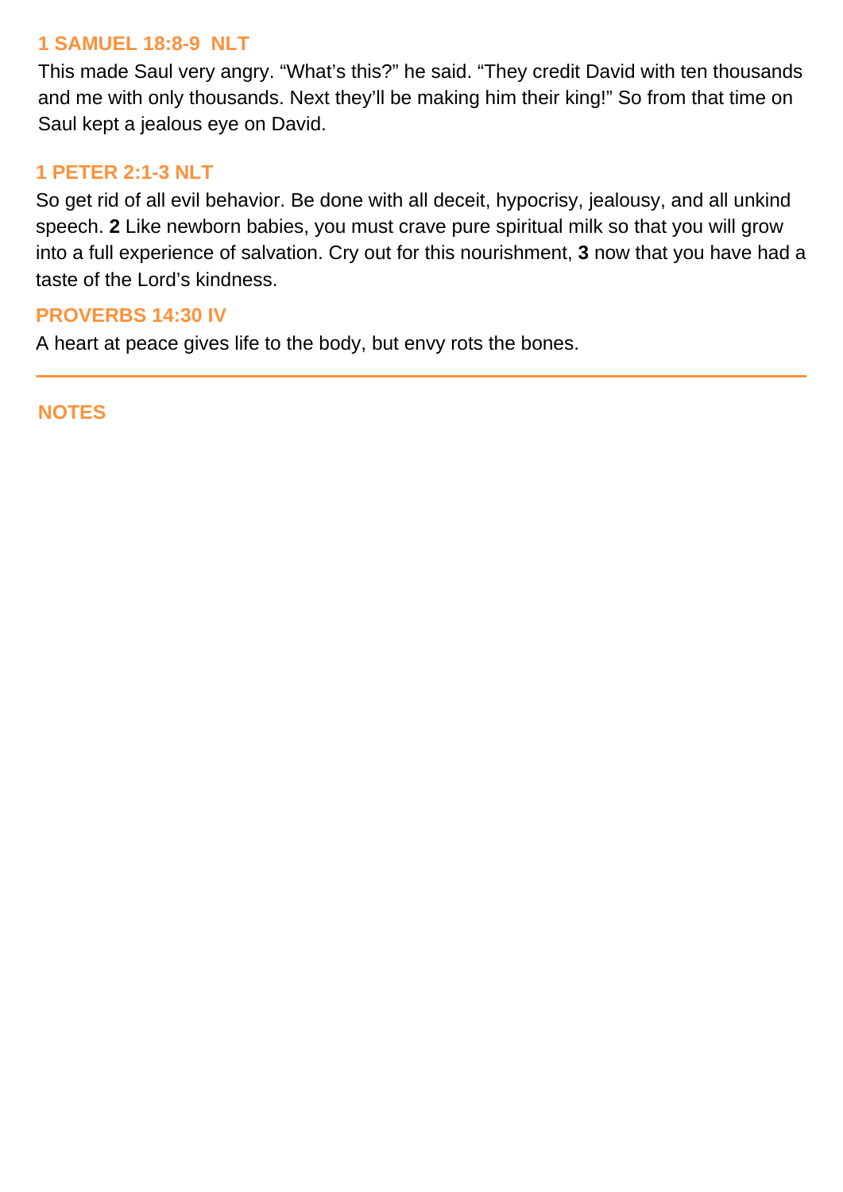### 1 SAMUEL 18:8-9 NLT

This made Saul very angry. “What’s this?” he said. “They credit David with ten thousands and me with only thousands. Next they’ll be making him their king!” So from that time on Saul kept a jealous eye on David.

### 1 PETER 2:1-3 NLT

So get rid of all evil behavior. Be done with all deceit, hypocrisy, jealousy, and all unkind speech. **2** Like newborn babies, you must crave pure spiritual milk so that you will grow into a full experience of salvation. Cry out for this nourishment, **3** now that you have had a taste of the Lord’s kindness.

### PROVERBS 14:30 IV

A heart at peace gives life to the body, but envy rots the bones.

---

### NOTES